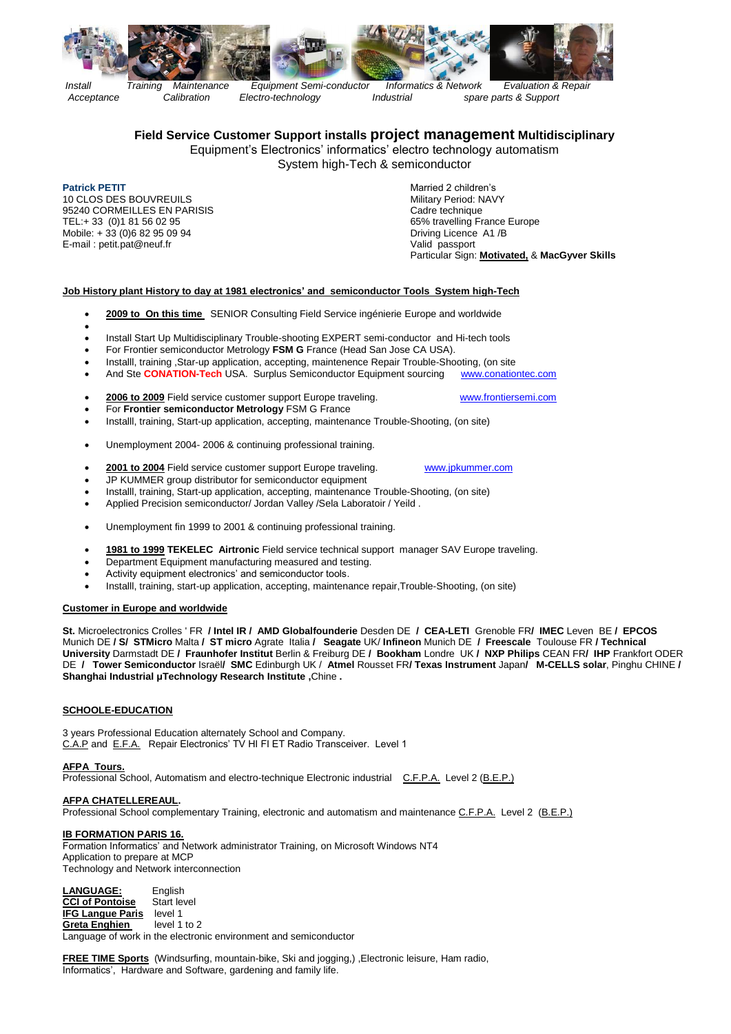*Install Acceptance* *Training* *Maintenance Calibration* *Equipment Semi-conductor Electro-technology* *Informatics & Network Industrial* *Evaluation & Repair spare parts & Support*

**Field Service Customer Support installs project management Multidisciplinary**
Equipment's Electronics' informatics' electro technology automatism
System high-Tech & semiconductor

**Patrick PETIT**
10 CLOS DES BOUVREUILS
95240 CORMEILLES EN PARISIS
TEL:+ 33 (0)1 81 56 02 95
Mobile: + 33 (0)6 82 95 09 94
E-mail : petit.pat@neuf.fr

Married 2 children's
Military Period: NAVY
Cadre technique
65% travelling France Europe
Driving Licence A1 /B
Valid passport
Particular Sign: **Motivated,** & **MacGyver Skills**

**Job History plant History to day at 1981 electronics' and semiconductor Tools System high-Tech**

- **2009 to On this time** SENIOR Consulting Field Service ingénierie Europe and worldwide
- 
- Install Start Up Multidisciplinary Trouble-shooting EXPERT semi-conductor and Hi-tech tools
- For Frontier semiconductor Metrology **FSM G** France (Head San Jose CA USA).
- Installl, training ,Star-up application, accepting, maintenence Repair Trouble-Shooting, (on site
- And Ste **CONATION-Tech** USA. Surplus Semiconductor Equipment sourcing www.conationtec.com

- **2006 to 2009** Field service customer support Europe traveling. www.frontiersemi.com
- For **Frontier semiconductor Metrology** FSM G France
- Installl, training, Start-up application, accepting, maintenance Trouble-Shooting, (on site)

- Unemployment 2004- 2006 & continuing professional training.

- **2001 to 2004** Field service customer support Europe traveling. www.jpkummer.com
- JP KUMMER group distributor for semiconductor equipment
- Installl, training, Start-up application, accepting, maintenance Trouble-Shooting, (on site)
- Applied Precision semiconductor/ Jordan Valley /Sela Laboratoir / Yeild .

- Unemployment fin 1999 to 2001 & continuing professional training.

- **1981 to 1999 TEKELEC Airtronic** Field service technical support manager SAV Europe traveling.
- Department Equipment manufacturing measured and testing.
- Activity equipment electronics' and semiconductor tools.
- Installl, training, start-up application, accepting, maintenance repair,Trouble-Shooting, (on site)

**Customer in Europe and worldwide**

**St.** Microelectronics Crolles ' FR **/ Intel IR / AMD Globalfounderie** Desden DE **/ CEA-LETI** Grenoble FR**/ IMEC** Leven BE **/ EPCOS** Munich DE **/ S/ STMicro** Malta **/ ST micro** Agrate Italia **/ Seagate** UK/ **Infineon** Munich DE **/ Freescale** Toulouse FR **/ Technical University** Darmstadt DE **/ Fraunhofer Institut** Berlin & Freiburg DE **/ Bookham** Londre UK **/ NXP Philips** CEAN FR**/ IHP** Frankfort ODER DE **/ Tower Semiconductor** Israël**/ SMC** Edinburgh UK / **Atmel** Rousset FR**/ Texas Instrument** Japan**/ M-CELLS solar**, Pinghu CHINE **/ Shanghai Industrial µTechnology Research Institute ,**Chine **.**

**SCHOOLE-EDUCATION**

3 years Professional Education alternately School and Company.
C.A.P and E.F.A. Repair Electronics' TV HI FI ET Radio Transceiver. Level 1

**AFPA Tours.**
Professional School, Automatism and electro-technique Electronic industrial C.F.P.A. Level 2 (B.E.P.)

**AFPA CHATELLEREAUL.**
Professional School complementary Training, electronic and automatism and maintenance C.F.P.A. Level 2 (B.E.P.)

**IB FORMATION PARIS 16.**
Formation Informatics' and Network administrator Training, on Microsoft Windows NT4
Application to prepare at MCP
Technology and Network interconnection

**LANGUAGE:** English
**CCI of Pontoise** Start level
**IFG Langue Paris** level 1
**Greta Enghien** level 1 to 2
Language of work in the electronic environment and semiconductor

**FREE TIME Sports** (Windsurfing, mountain-bike, Ski and jogging,) ,Electronic leisure, Ham radio, Informatics', Hardware and Software, gardening and family life.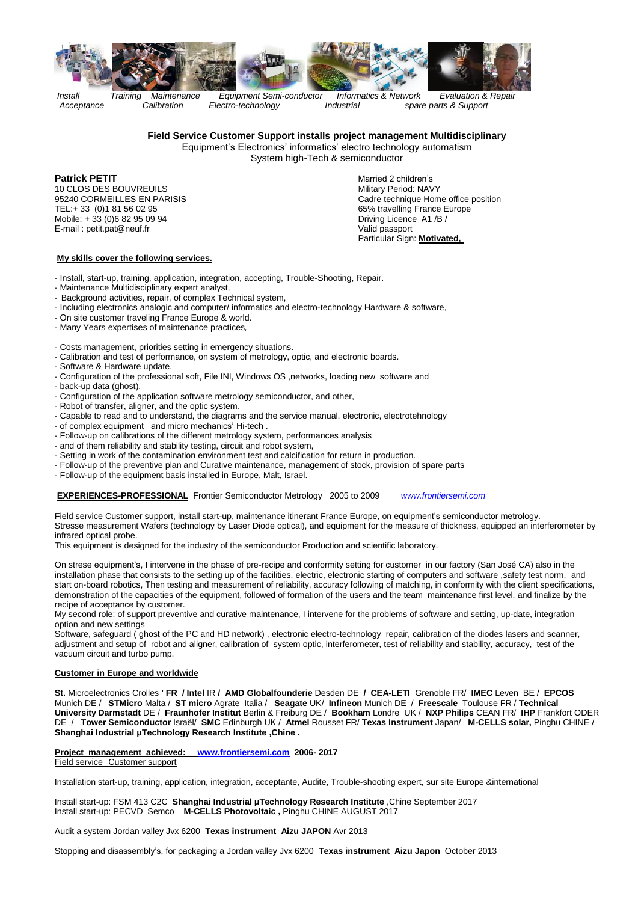*Install Acceptance* *Training* *Maintenance Calibration* *Equipment Semi-conductor Electro-technology* *Informatics & Network Industrial* *Evaluation & Repair spare parts & Support*

**Field Service Customer Support installs project management Multidisciplinary**
Equipment's Electronics' informatics' electro technology automatism
System high-Tech & semiconductor

**Patrick PETIT**
10 CLOS DES BOUVREUILS
95240 CORMEILLES EN PARISIS
TEL:+ 33 (0)1 81 56 02 95
Mobile: + 33 (0)6 82 95 09 94
E-mail : petit.pat@neuf.fr

Married 2 children's
Military Period: NAVY
Cadre technique Home office position
65% travelling France Europe
Driving Licence A1 /B /
Valid passport
Particular Sign: **Motivated,**

**My skills cover the following services.**

- Install, start-up, training, application, integration, accepting, Trouble-Shooting, Repair.
- Maintenance Multidisciplinary expert analyst,
- Background activities, repair, of complex Technical system,
- Including electronics analogic and computer/ informatics and electro-technology Hardware & software,
- On site customer traveling France Europe & world.
- Many Years expertises of maintenance practices,

- Costs management, priorities setting in emergency situations.
- Calibration and test of performance, on system of metrology, optic, and electronic boards.
- Software & Hardware update.
- Configuration of the professional soft, File INI, Windows OS ,networks, loading new software and
- back-up data (ghost).
- Configuration of the application software metrology semiconductor, and other,
- Robot of transfer, aligner, and the optic system.
- Capable to read and to understand, the diagrams and the service manual, electronic, electrotehnology
- of complex equipment and micro mechanics' Hi-tech .
- Follow-up on calibrations of the different metrology system, performances analysis
- and of them reliability and stability testing, circuit and robot system,
- Setting in work of the contamination environment test and calcification for return in production.
- Follow-up of the preventive plan and Curative maintenance, management of stock, provision of spare parts
- Follow-up of the equipment basis installed in Europe, Malt, Israel.

**EXPERIENCES-PROFESSIONAL** Frontier Semiconductor Metrology 2005 to 2009 *www.frontiersemi.com*

Field service Customer support, install start-up, maintenance itinerant France Europe, on equipment's semiconductor metrology.
Stresse measurement Wafers (technology by Laser Diode optical), and equipment for the measure of thickness, equipped an interferometer by infrared optical probe.
This equipment is designed for the industry of the semiconductor Production and scientific laboratory.

On strese equipment's, I intervene in the phase of pre-recipe and conformity setting for customer in our factory (San José CA) also in the installation phase that consists to the setting up of the facilities, electric, electronic starting of computers and software ,safety test norm, and start on-board robotics, Then testing and measurement of reliability, accuracy following of matching, in conformity with the client specifications, demonstration of the capacities of the equipment, followed of formation of the users and the team maintenance first level, and finalize by the recipe of acceptance by customer.
My second role: of support preventive and curative maintenance, I intervene for the problems of software and setting, up-date, integration option and new settings
Software, safeguard ( ghost of the PC and HD network) , electronic electro-technology repair, calibration of the diodes lasers and scanner, adjustment and setup of robot and aligner, calibration of system optic, interferometer, test of reliability and stability, accuracy, test of the vacuum circuit and turbo pump.

**Customer in Europe and worldwide**

**St.** Microelectronics Crolles **' FR / Intel** IR **/ AMD Globalfounderie** Desden DE **/ CEA-LETI** Grenoble FR/ **IMEC** Leven BE / **EPCOS** Munich DE / **STMicro** Malta / **ST micro** Agrate Italia / **Seagate** UK/ **Infineon** Munich DE / **Freescale** Toulouse FR / **Technical University Darmstadt** DE / **Fraunhofer Institut** Berlin & Freiburg DE / **Bookham** Londre UK / **NXP Philips** CEAN FR/ **IHP** Frankfort ODER DE / **Tower Semiconductor** Israël/ **SMC** Edinburgh UK / **Atmel** Rousset FR/ **Texas Instrument** Japan/ **M-CELLS solar,** Pinghu CHINE / **Shanghai Industrial µTechnology Research Institute ,Chine .**

**Project management achieved: www.frontiersemi.com 2006- 2017**
Field service Customer support

Installation start-up, training, application, integration, acceptante, Audite, Trouble-shooting expert, sur site Europe &international

Install start-up: FSM 413 C2C **Shanghai Industrial µTechnology Research Institute** ,Chine September 2017
Install start-up: PECVD Semco **M-CELLS Photovoltaic ,** Pinghu CHINE AUGUST 2017

Audit a system Jordan valley Jvx 6200 **Texas instrument Aizu JAPON** Avr 2013

Stopping and disassembly's, for packaging a Jordan valley Jvx 6200 **Texas instrument Aizu Japon** October 2013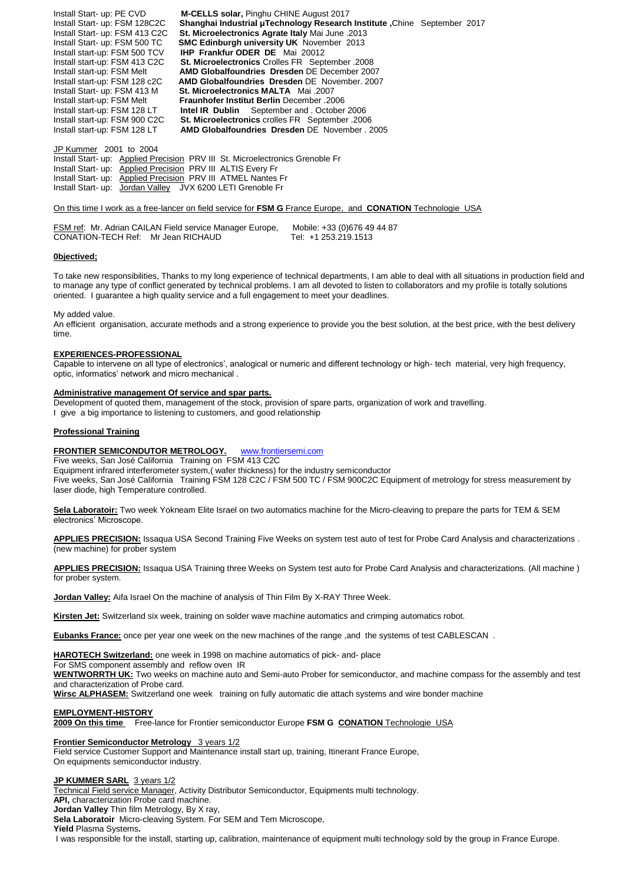Install Start- up: PE CVD **M-CELLS solar,** Pinghu CHINE August 2017
Install Start- up: FSM 128C2C **Shanghai Industrial µTechnology Research Institute ,**Chine September 2017
Install Start- up: FSM 413 C2C **St. Microelectronics Agrate Italy** Mai June .2013
Install Start- up: FSM 500 TC **SMC Edinburgh university UK** November 2013
Install start-up: FSM 500 TCV **IHP Frankfur ODER DE** Mai 20012
Install start-up: FSM 413 C2C **St. Microelectronics** Crolles FR September .2008
Install start-up: FSM Melt **AMD Globalfoundries Dresden** DE December 2007
Install start-up: FSM 128 c2C **AMD Globalfoundries Dresden** DE November. 2007
Install Start- up: FSM 413 M **St. Microelectronics MALTA** Mai .2007
Install start-up: FSM Melt **Fraunhofer Institut Berlin** December .2006
Install start-up: FSM 128 LT **Intel IR Dublin** September and . October 2006
Install start-up: FSM 900 C2C **St. Microelectronics** crolles FR September .2006
Install start-up: FSM 128 LT **AMD Globalfoundries Dresden** DE November . 2005

JP Kummer 2001 to 2004
Install Start- up: Applied Precision PRV III St. Microelectronics Grenoble Fr
Install Start- up: Applied Precision PRV III ALTIS Every Fr
Install Start- up: Applied Precision PRV III ATMEL Nantes Fr
Install Start- up: Jordan Valley JVX 6200 LETI Grenoble Fr

On this time I work as a free-lancer on field service for **FSM G** France Europe, and **CONATION** Technologie USA

FSM ref: Mr. Adrian CAILAN Field service Manager Europe, Mobile: +33 (0)676 49 44 87
CONATION-TECH Ref: Mr Jean RICHAUD Tel: +1 253.219.1513

**0bjectived;**

To take new responsibilities, Thanks to my long experience of technical departments, I am able to deal with all situations in production field and to manage any type of conflict generated by technical problems. I am all devoted to listen to collaborators and my profile is totally solutions oriented. I guarantee a high quality service and a full engagement to meet your deadlines.

My added value.
An efficient organisation, accurate methods and a strong experience to provide you the best solution, at the best price, with the best delivery time.

**EXPERIENCES-PROFESSIONAL**
Capable to intervene on all type of electronics', analogical or numeric and different technology or high- tech material, very high frequency, optic, informatics' network and micro mechanical .

**Administrative management Of service and spar parts.**
Development of quoted them, management of the stock, provision of spare parts, organization of work and travelling.
I give a big importance to listening to customers, and good relationship

**Professional Training**

**FRONTIER SEMICONDUTOR METROLOGY.** www.frontiersemi.com
Five weeks, San José California Training on FSM 413 C2C
Equipment infrared interferometer system,( wafer thickness) for the industry semiconductor
Five weeks, San José California Training FSM 128 C2C / FSM 500 TC / FSM 900C2C Equipment of metrology for stress measurement by laser diode, high Temperature controlled.

**Sela Laboratoir:** Two week Yokneam Elite Israel on two automatics machine for the Micro-cleaving to prepare the parts for TEM & SEM electronics' Microscope.

**APPLIES PRECISION:** Issaqua USA Second Training Five Weeks on system test auto of test for Probe Card Analysis and characterizations . (new machine) for prober system

**APPLIES PRECISION:** Issaqua USA Training three Weeks on System test auto for Probe Card Analysis and characterizations. (All machine ) for prober system.

**Jordan Valley:** Aifa Israel On the machine of analysis of Thin Film By X-RAY Three Week.

**Kirsten Jet:** Switzerland six week, training on solder wave machine automatics and crimping automatics robot.

**Eubanks France:** once per year one week on the new machines of the range ,and the systems of test CABLESCAN .

**HAROTECH Switzerland:** one week in 1998 on machine automatics of pick- and- place
For SMS component assembly and reflow oven IR
**WENTWORRTH UK:** Two weeks on machine auto and Semi-auto Prober for semiconductor, and machine compass for the assembly and test and characterization of Probe card.
**Wirsc ALPHASEM:** Switzerland one week training on fully automatic die attach systems and wire bonder machine

**EMPLOYMENT-HISTORY**
**2009 On this time** Free-lance for Frontier semiconductor Europe **FSM G CONATION** Technologie USA

**Frontier Semiconductor Metrology** 3 years 1/2
Field service Customer Support and Maintenance install start up, training, Itinerant France Europe,
On equipments semiconductor industry.

**JP KUMMER SARL** 3 years 1/2
Technical Field service Manager, Activity Distributor Semiconductor, Equipments multi technology.
**API,** characterization Probe card machine.
**Jordan Valley** Thin film Metrology, By X ray,
**Sela Laboratoir** Micro-cleaving System. For SEM and Tem Microscope,
**Yield** Plasma Systems**.**
I was responsible for the install, starting up, calibration, maintenance of equipment multi technology sold by the group in France Europe.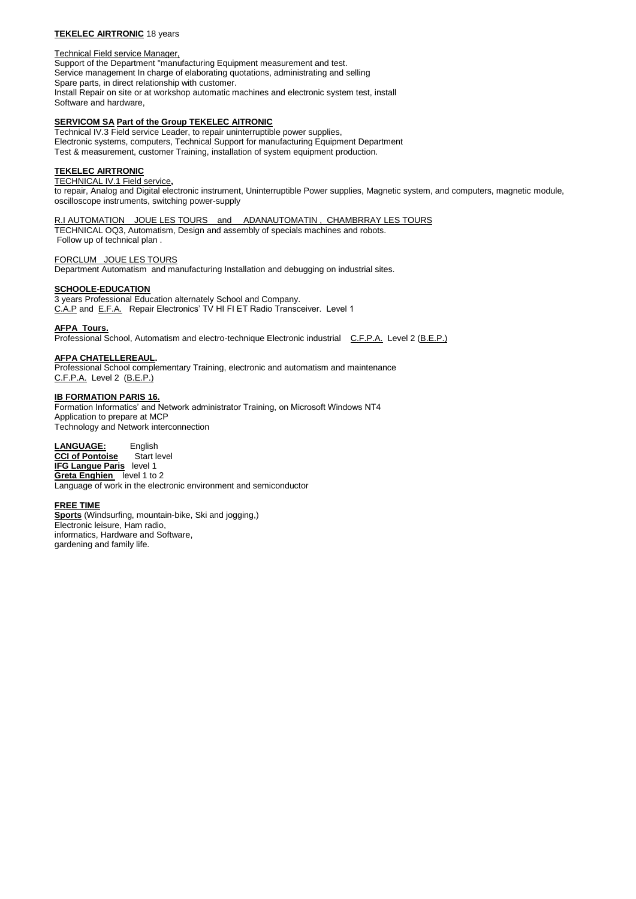**TEKELEC AIRTRONIC** 18 years

Technical Field service Manager,
Support of the Department "manufacturing Equipment measurement and test.
Service management In charge of elaborating quotations, administrating and selling
Spare parts, in direct relationship with customer.
Install Repair on site or at workshop automatic machines and electronic system test, install
Software and hardware,

**SERVICOM SA Part of the Group TEKELEC AITRONIC**
Technical IV.3 Field service Leader, to repair uninterruptible power supplies,
Electronic systems, computers, Technical Support for manufacturing Equipment Department
Test & measurement, customer Training, installation of system equipment production.

**TEKELEC AIRTRONIC**
TECHNICAL IV.1 Field service**,**
to repair, Analog and Digital electronic instrument, Uninterruptible Power supplies, Magnetic system, and computers, magnetic module, oscilloscope instruments, switching power-supply

R.I AUTOMATION JOUE LES TOURS and ADANAUTOMATIN , CHAMBRRAY LES TOURS
TECHNICAL OQ3, Automatism, Design and assembly of specials machines and robots.
Follow up of technical plan .

FORCLUM JOUE LES TOURS
Department Automatism and manufacturing Installation and debugging on industrial sites.

**SCHOOLE-EDUCATION**
3 years Professional Education alternately School and Company.
C.A.P and E.F.A. Repair Electronics' TV HI FI ET Radio Transceiver. Level 1

**AFPA Tours.**
Professional School, Automatism and electro-technique Electronic industrial C.F.P.A. Level 2 (B.E.P.)

**AFPA CHATELLEREAUL.**
Professional School complementary Training, electronic and automatism and maintenance
C.F.P.A. Level 2 (B.E.P.)

**IB FORMATION PARIS 16.**
Formation Informatics' and Network administrator Training, on Microsoft Windows NT4
Application to prepare at MCP
Technology and Network interconnection

**LANGUAGE:** English
**CCI of Pontoise** Start level
**IFG Langue Paris** level 1
**Greta Enghien** level 1 to 2
Language of work in the electronic environment and semiconductor

**FREE TIME**
**Sports** (Windsurfing, mountain-bike, Ski and jogging,)
Electronic leisure, Ham radio,
informatics, Hardware and Software,
gardening and family life.